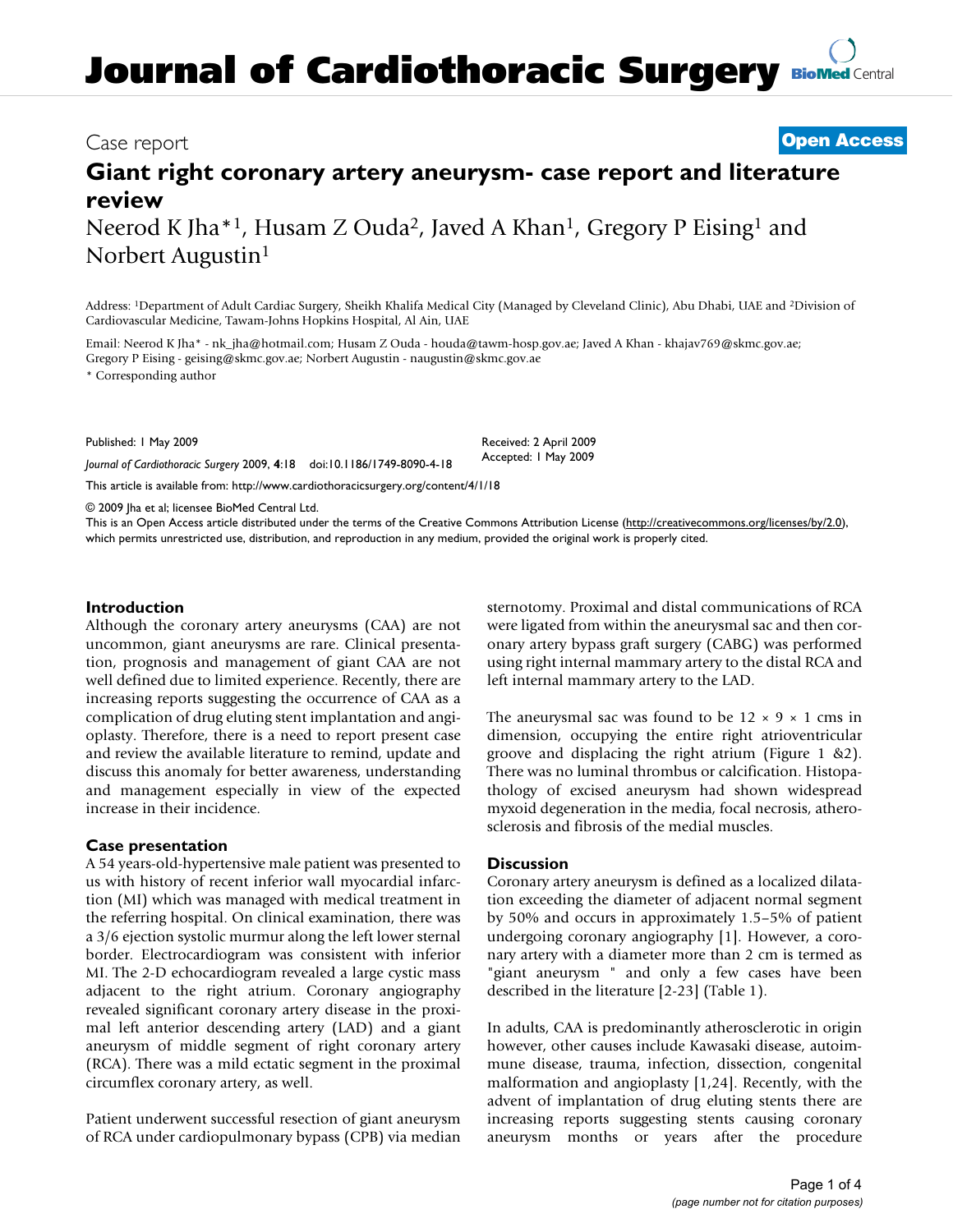# Journal of Cardiothoracic Surgery

Case report

**Open Access**

## Giant right coronary artery aneurysm- case report and literature review

Neerod K Jha*[1], Husam Z Ouda[2], Javed A Khan[1], Gregory P Eising[1] and Norbert Augustin[1]

Address: [1]Department of Adult Cardiac Surgery, Sheikh Khalifa Medical City (Managed by Cleveland Clinic), Abu Dhabi, UAE and [2]Division of Cardiovascular Medicine, Tawam-Johns Hopkins Hospital, Al Ain, UAE

Email: Neerod K Jha* - nk_jha@hotmail.com; Husam Z Ouda - houda@tawm-hosp.gov.ae; Javed A Khan - khajav769@skmc.gov.ae; Gregory P Eising - geising@skmc.gov.ae; Norbert Augustin - naugustin@skmc.gov.ae

* Corresponding author

Published: 1 May 2009

*Journal of Cardiothoracic Surgery* 2009, **4**:18 doi:10.1186/1749-8090-4-18

Received: 2 April 2009
Accepted: 1 May 2009

This article is available from: http://www.cardiothoracicsurgery.org/content/4/1/18

© 2009 Jha et al; licensee BioMed Central Ltd.

This is an Open Access article distributed under the terms of the Creative Commons Attribution License (http://creativecommons.org/licenses/by/2.0), which permits unrestricted use, distribution, and reproduction in any medium, provided the original work is properly cited.

### Introduction

Although the coronary artery aneurysms (CAA) are not uncommon, giant aneurysms are rare. Clinical presentation, prognosis and management of giant CAA are not well defined due to limited experience. Recently, there are increasing reports suggesting the occurrence of CAA as a complication of drug eluting stent implantation and angioplasty. Therefore, there is a need to report present case and review the available literature to remind, update and discuss this anomaly for better awareness, understanding and management especially in view of the expected increase in their incidence.

### Case presentation

A 54 years-old-hypertensive male patient was presented to us with history of recent inferior wall myocardial infarction (MI) which was managed with medical treatment in the referring hospital. On clinical examination, there was a 3/6 ejection systolic murmur along the left lower sternal border. Electrocardiogram was consistent with inferior MI. The 2-D echocardiogram revealed a large cystic mass adjacent to the right atrium. Coronary angiography revealed significant coronary artery disease in the proximal left anterior descending artery (LAD) and a giant aneurysm of middle segment of right coronary artery (RCA). There was a mild ectatic segment in the proximal circumflex coronary artery, as well.

Patient underwent successful resection of giant aneurysm of RCA under cardiopulmonary bypass (CPB) via median sternotomy. Proximal and distal communications of RCA were ligated from within the aneurysmal sac and then coronary artery bypass graft surgery (CABG) was performed using right internal mammary artery to the distal RCA and left internal mammary artery to the LAD.

The aneurysmal sac was found to be 12 × 9 × 1 cms in dimension, occupying the entire right atrioventricular groove and displacing the right atrium (Figure 1 &2). There was no luminal thrombus or calcification. Histopathology of excised aneurysm had shown widespread myxoid degeneration in the media, focal necrosis, atherosclerosis and fibrosis of the medial muscles.

### Discussion

Coronary artery aneurysm is defined as a localized dilatation exceeding the diameter of adjacent normal segment by 50% and occurs in approximately 1.5–5% of patient undergoing coronary angiography [1]. However, a coronary artery with a diameter more than 2 cm is termed as "giant aneurysm " and only a few cases have been described in the literature [2-23] (Table 1).

In adults, CAA is predominantly atherosclerotic in origin however, other causes include Kawasaki disease, autoimmune disease, trauma, infection, dissection, congenital malformation and angioplasty [1,24]. Recently, with the advent of implantation of drug eluting stents there are increasing reports suggesting stents causing coronary aneurysm months or years after the procedure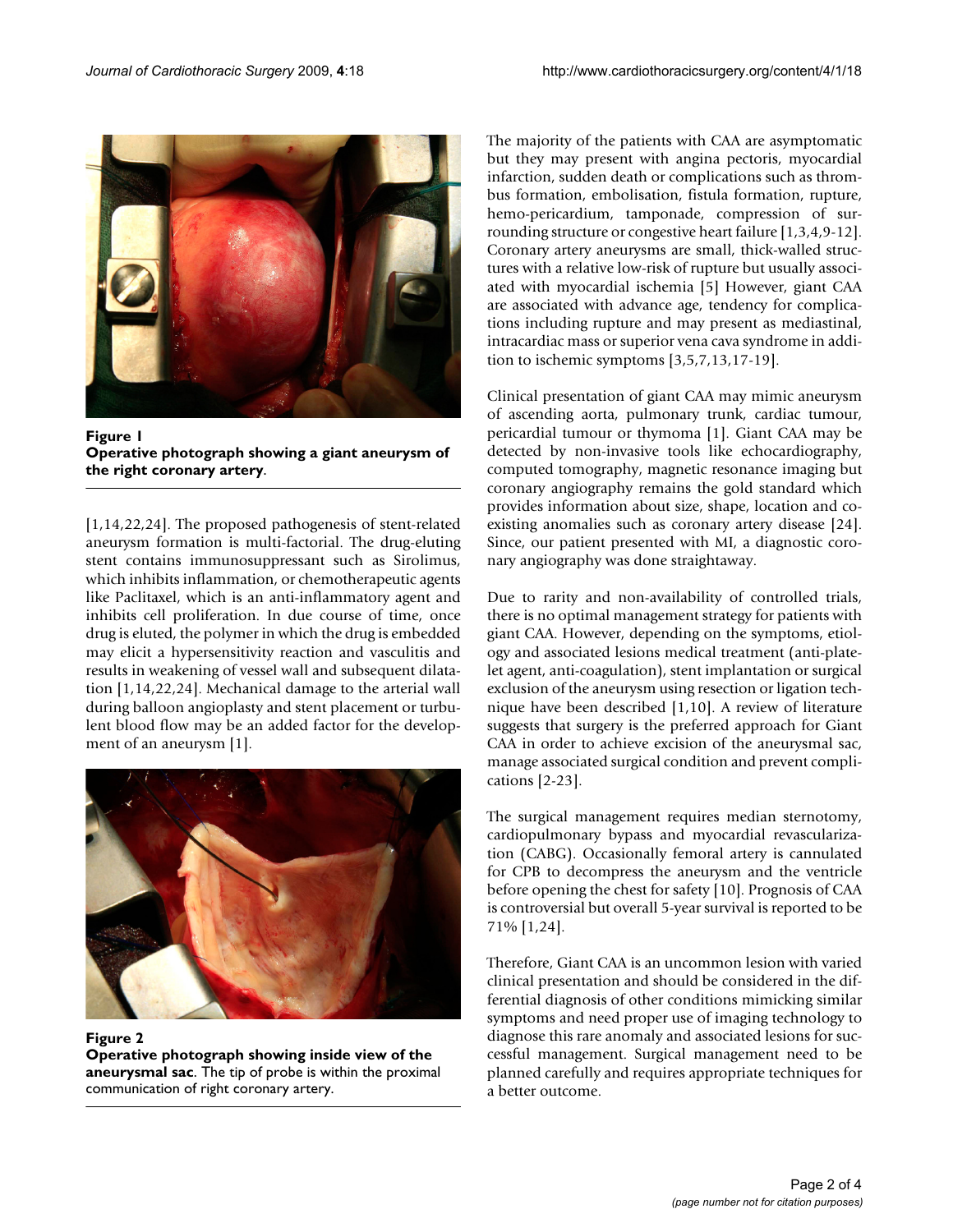Figure 1
**Operative photograph showing a giant aneurysm of the right coronary artery**.

[1,14,22,24]. The proposed pathogenesis of stent-related aneurysm formation is multi-factorial. The drug-eluting stent contains immunosuppressant such as Sirolimus, which inhibits inflammation, or chemotherapeutic agents like Paclitaxel, which is an anti-inflammatory agent and inhibits cell proliferation. In due course of time, once drug is eluted, the polymer in which the drug is embedded may elicit a hypersensitivity reaction and vasculitis and results in weakening of vessel wall and subsequent dilatation [1,14,22,24]. Mechanical damage to the arterial wall during balloon angioplasty and stent placement or turbulent blood flow may be an added factor for the development of an aneurysm [1].

Figure 2
**Operative photograph showing inside view of the aneurysmal sac**. The tip of probe is within the proximal communication of right coronary artery.

The majority of the patients with CAA are asymptomatic but they may present with angina pectoris, myocardial infarction, sudden death or complications such as thrombus formation, embolisation, fistula formation, rupture, hemo-pericardium, tamponade, compression of surrounding structure or congestive heart failure [1,3,4,9-12]. Coronary artery aneurysms are small, thick-walled structures with a relative low-risk of rupture but usually associated with myocardial ischemia [5] However, giant CAA are associated with advance age, tendency for complications including rupture and may present as mediastinal, intracardiac mass or superior vena cava syndrome in addition to ischemic symptoms [3,5,7,13,17-19].

Clinical presentation of giant CAA may mimic aneurysm of ascending aorta, pulmonary trunk, cardiac tumour, pericardial tumour or thymoma [1]. Giant CAA may be detected by non-invasive tools like echocardiography, computed tomography, magnetic resonance imaging but coronary angiography remains the gold standard which provides information about size, shape, location and co-existing anomalies such as coronary artery disease [24]. Since, our patient presented with MI, a diagnostic coronary angiography was done straightaway.

Due to rarity and non-availability of controlled trials, there is no optimal management strategy for patients with giant CAA. However, depending on the symptoms, etiology and associated lesions medical treatment (anti-platelet agent, anti-coagulation), stent implantation or surgical exclusion of the aneurysm using resection or ligation technique have been described [1,10]. A review of literature suggests that surgery is the preferred approach for Giant CAA in order to achieve excision of the aneurysmal sac, manage associated surgical condition and prevent complications [2-23].

The surgical management requires median sternotomy, cardiopulmonary bypass and myocardial revascularization (CABG). Occasionally femoral artery is cannulated for CPB to decompress the aneurysm and the ventricle before opening the chest for safety [10]. Prognosis of CAA is controversial but overall 5-year survival is reported to be 71% [1,24].

Therefore, Giant CAA is an uncommon lesion with varied clinical presentation and should be considered in the differential diagnosis of other conditions mimicking similar symptoms and need proper use of imaging technology to diagnose this rare anomaly and associated lesions for successful management. Surgical management need to be planned carefully and requires appropriate techniques for a better outcome.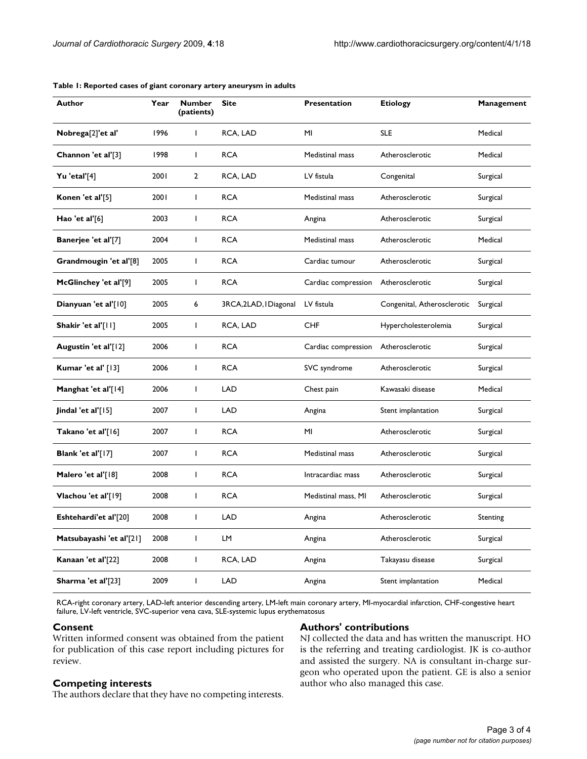**Table 1: Reported cases of giant coronary artery aneurysm in adults**

| Author | Year | Number (patients) | Site | Presentation | Etiology | Management |
|---|---|---|---|---|---|---|
| **Nobrega**[2]**'et al'** | 1996 | 1 | RCA, LAD | MI | SLE | Medical |
| **Channon 'et al'**[3] | 1998 | 1 | RCA | Medistinal mass | Atherosclerotic | Medical |
| **Yu 'etal'**[4] | 2001 | 2 | RCA, LAD | LV fistula | Congenital | Surgical |
| **Konen 'et al'**[5] | 2001 | 1 | RCA | Medistinal mass | Atherosclerotic | Surgical |
| **Hao 'et al'**[6] | 2003 | 1 | RCA | Angina | Atherosclerotic | Surgical |
| **Banerjee 'et al'**[7] | 2004 | 1 | RCA | Medistinal mass | Atherosclerotic | Medical |
| **Grandmougin 'et al'**[8] | 2005 | 1 | RCA | Cardiac tumour | Atherosclerotic | Surgical |
| **McGlinchey 'et al'**[9] | 2005 | 1 | RCA | Cardiac compression | Atherosclerotic | Surgical |
| **Dianyuan 'et al'**[10] | 2005 | 6 | 3RCA,2LAD,1Diagonal | LV fistula | Congenital, Atherosclerotic | Surgical |
| **Shakir 'et al'**[11] | 2005 | 1 | RCA, LAD | CHF | Hypercholesterolemia | Surgical |
| **Augustin 'et al'**[12] | 2006 | 1 | RCA | Cardiac compression | Atherosclerotic | Surgical |
| **Kumar 'et al'** [13] | 2006 | 1 | RCA | SVC syndrome | Atherosclerotic | Surgical |
| **Manghat 'et al'**[14] | 2006 | 1 | LAD | Chest pain | Kawasaki disease | Medical |
| **Jindal 'et al'**[15] | 2007 | 1 | LAD | Angina | Stent implantation | Surgical |
| **Takano 'et al'**[16] | 2007 | 1 | RCA | MI | Atherosclerotic | Surgical |
| **Blank 'et al'**[17] | 2007 | 1 | RCA | Medistinal mass | Atherosclerotic | Surgical |
| **Malero 'et al'**[18] | 2008 | 1 | RCA | Intracardiac mass | Atherosclerotic | Surgical |
| **Vlachou 'et al'**[19] | 2008 | 1 | RCA | Medistinal mass, MI | Atherosclerotic | Surgical |
| **Eshtehardi'et al'**[20] | 2008 | 1 | LAD | Angina | Atherosclerotic | Stenting |
| **Matsubayashi 'et al'**[21] | 2008 | 1 | LM | Angina | Atherosclerotic | Surgical |
| **Kanaan 'et al'**[22] | 2008 | 1 | RCA, LAD | Angina | Takayasu disease | Surgical |
| **Sharma 'et al'**[23] | 2009 | 1 | LAD | Angina | Stent implantation | Medical |

RCA-right coronary artery, LAD-left anterior descending artery, LM-left main coronary artery, MI-myocardial infarction, CHF-congestive heart failure, LV-left ventricle, SVC-superior vena cava, SLE-systemic lupus erythematosus

## Consent

Written informed consent was obtained from the patient for publication of this case report including pictures for review.

## Competing interests

The authors declare that they have no competing interests.

## Authors' contributions

NJ collected the data and has written the manuscript. HO is the referring and treating cardiologist. JK is co-author and assisted the surgery. NA is consultant in-charge surgeon who operated upon the patient. GE is also a senior author who also managed this case.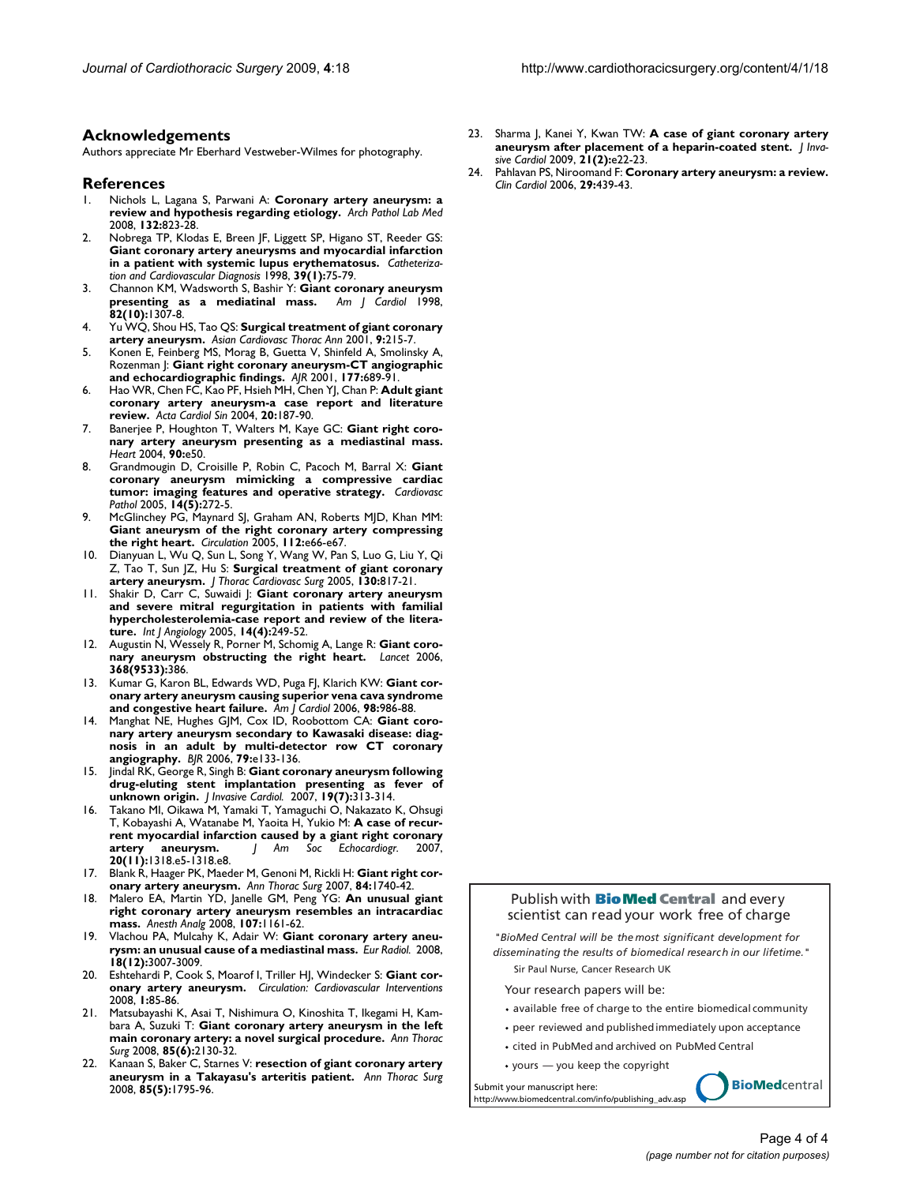## Acknowledgements

Authors appreciate Mr Eberhard Vestweber-Wilmes for photography.

## References

1. Nichols L, Lagana S, Parwani A: **Coronary artery aneurysm: a review and hypothesis regarding etiology.** *Arch Pathol Lab Med* 2008, **132:**823-28.
2. Nobrega TP, Klodas E, Breen JF, Liggett SP, Higano ST, Reeder GS: **Giant coronary artery aneurysms and myocardial infarction in a patient with systemic lupus erythematosus.** *Catheterization and Cardiovascular Diagnosis* 1998, **39(1):**75-79.
3. Channon KM, Wadsworth S, Bashir Y: **Giant coronary aneurysm presenting as a mediatinal mass.** *Am J Cardiol* 1998, **82(10):**1307-8.
4. Yu WQ, Shou HS, Tao QS: **Surgical treatment of giant coronary artery aneurysm.** *Asian Cardiovasc Thorac Ann* 2001, **9:**215-7.
5. Konen E, Feinberg MS, Morag B, Guetta V, Shinfeld A, Smolinsky A, Rozenman J: **Giant right coronary aneurysm-CT angiographic and echocardiographic findings.** *AJR* 2001, **177:**689-91.
6. Hao WR, Chen FC, Kao PF, Hsieh MH, Chen YJ, Chan P: **Adult giant coronary artery aneurysm-a case report and literature review.** *Acta Cardiol Sin* 2004, **20:**187-90.
7. Banerjee P, Houghton T, Walters M, Kaye GC: **Giant right coronary artery aneurysm presenting as a mediastinal mass.** *Heart* 2004, **90:**e50.
8. Grandmougin D, Croisille P, Robin C, Pacoch M, Barral X: **Giant coronary aneurysm mimicking a compressive cardiac tumor: imaging features and operative strategy.** *Cardiovasc Pathol* 2005, **14(5):**272-5.
9. McGlinchey PG, Maynard SJ, Graham AN, Roberts MJD, Khan MM: **Giant aneurysm of the right coronary artery compressing the right heart.** *Circulation* 2005, **112:**e66-e67.
10. Dianyuan L, Wu Q, Sun L, Song Y, Wang W, Pan S, Luo G, Liu Y, Qi Z, Tao T, Sun JZ, Hu S: **Surgical treatment of giant coronary artery aneurysm.** *J Thorac Cardiovasc Surg* 2005, **130:**817-21.
11. Shakir D, Carr C, Suwaidi J: **Giant coronary artery aneurysm and severe mitral regurgitation in patients with familial hypercholesterolemia-case report and review of the literature.** *Int J Angiology* 2005, **14(4):**249-52.
12. Augustin N, Wessely R, Porner M, Schomig A, Lange R: **Giant coronary aneurysm obstructing the right heart.** *Lancet* 2006, **368(9533):**386.
13. Kumar G, Karon BL, Edwards WD, Puga FJ, Klarich KW: **Giant coronary artery aneurysm causing superior vena cava syndrome and congestive heart failure.** *Am J Cardiol* 2006, **98:**986-88.
14. Manghat NE, Hughes GJM, Cox ID, Roobottom CA: **Giant coronary artery aneurysm secondary to Kawasaki disease: diagnosis in an adult by multi-detector row CT coronary angiography.** *BJR* 2006, **79:**e133-136.
15. Jindal RK, George R, Singh B: **Giant coronary aneurysm following drug-eluting stent implantation presenting as fever of unknown origin.** *J Invasive Cardiol.* 2007, **19(7):**313-314.
16. Takano MI, Oikawa M, Yamaki T, Yamaguchi O, Nakazato K, Ohsugi T, Kobayashi A, Watanabe M, Yaoita H, Yukio M: **A case of recurrent myocardial infarction caused by a giant right coronary artery aneurysm.** *J Am Soc Echocardiogr.* 2007, **20(11):**1318.e5-1318.e8.
17. Blank R, Haager PK, Maeder M, Genoni M, Rickli H: **Giant right coronary artery aneurysm.** *Ann Thorac Surg* 2007, **84:**1740-42.
18. Malero EA, Martin YD, Janelle GM, Peng YG: **An unusual giant right coronary artery aneurysm resembles an intracardiac mass.** *Anesth Analg* 2008, **107:**1161-62.
19. Vlachou PA, Mulcahy K, Adair W: **Giant coronary artery aneurysm: an unusual cause of a mediastinal mass.** *Eur Radiol.* 2008, **18(12):**3007-3009.
20. Eshtehardi P, Cook S, Moarof I, Triller HJ, Windecker S: **Giant coronary artery aneurysm.** *Circulation: Cardiovascular Interventions* 2008, **1:**85-86.
21. Matsubayashi K, Asai T, Nishimura O, Kinoshita T, Ikegami H, Kambara A, Suzuki T: **Giant coronary artery aneurysm in the left main coronary artery: a novel surgical procedure.** *Ann Thorac Surg* 2008, **85(6):**2130-32.
22. Kanaan S, Baker C, Starnes V: **resection of giant coronary artery aneurysm in a Takayasu's arteritis patient.** *Ann Thorac Surg* 2008, **85(5):**1795-96.
23. Sharma J, Kanei Y, Kwan TW: **A case of giant coronary artery aneurysm after placement of a heparin-coated stent.** *J Invasive Cardiol* 2009, **21(2):**e22-23.
24. Pahlavan PS, Niroomand F: **Coronary artery aneurysm: a review.** *Clin Cardiol* 2006, **29:**439-43.

Publish with **BioMed Central** and every scientist can read your work free of charge

*"BioMed Central will be the most significant development for disseminating the results of biomedical research in our lifetime."*

Sir Paul Nurse, Cancer Research UK

Your research papers will be:

- available free of charge to the entire biomedical community
- peer reviewed and published immediately upon acceptance
- cited in PubMed and archived on PubMed Central
- yours — you keep the copyright

Submit your manuscript here:
http://www.biomedcentral.com/info/publishing_adv.asp

BioMedcentral